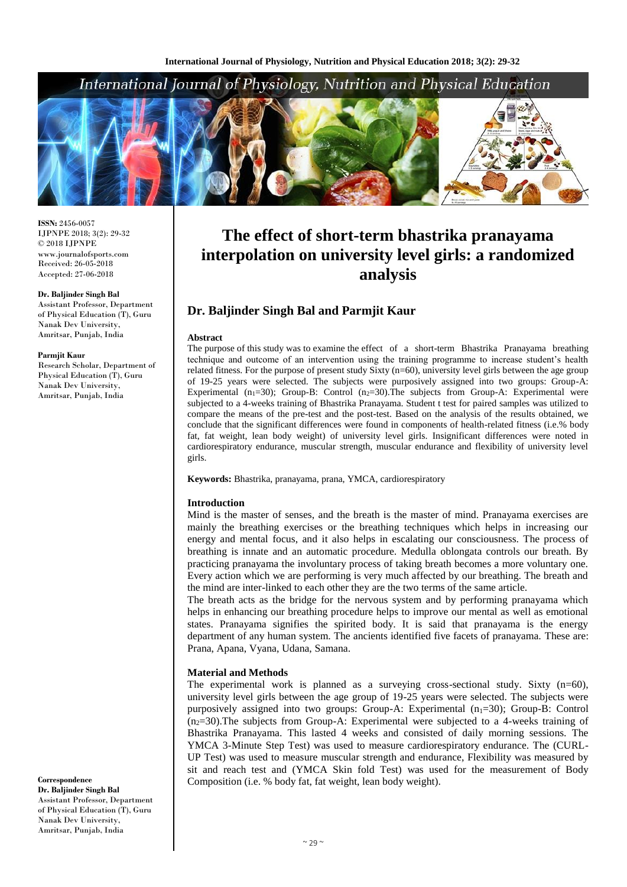ISSN: 2456-0057
IJPNPE 2018; 3(2): 29-32
© 2018 IJPNPE
www.journalofsports.com
Received: 26-05-2018
Accepted: 27-06-2018

**Dr. Baljinder Singh Bal**
Assistant Professor, Department of Physical Education (T), Guru Nanak Dev University, Amritsar, Punjab, India

**Parmjit Kaur**
Research Scholar, Department of Physical Education (T), Guru Nanak Dev University, Amritsar, Punjab, India

**Correspondence**
**Dr. Baljinder Singh Bal**
Assistant Professor, Department of Physical Education (T), Guru Nanak Dev University, Amritsar, Punjab, India

# The effect of short-term bhastrika pranayama interpolation on university level girls: a randomized analysis

## Dr. Baljinder Singh Bal and Parmjit Kaur

### Abstract

The purpose of this study was to examine the effect of a short-term Bhastrika Pranayama breathing technique and outcome of an intervention using the training programme to increase student's health related fitness. For the purpose of present study Sixty (n=60), university level girls between the age group of 19-25 years were selected. The subjects were purposively assigned into two groups: Group-A: Experimental ($n_1$=30); Group-B: Control ($n_2$=30).The subjects from Group-A: Experimental were subjected to a 4-weeks training of Bhastrika Pranayama. Student t test for paired samples was utilized to compare the means of the pre-test and the post-test. Based on the analysis of the results obtained, we conclude that the significant differences were found in components of health-related fitness (i.e.% body fat, fat weight, lean body weight) of university level girls. Insignificant differences were noted in cardiorespiratory endurance, muscular strength, muscular endurance and flexibility of university level girls.

**Keywords:** Bhastrika, pranayama, prana, YMCA, cardiorespiratory

### Introduction

Mind is the master of senses, and the breath is the master of mind. Pranayama exercises are mainly the breathing exercises or the breathing techniques which helps in increasing our energy and mental focus, and it also helps in escalating our consciousness. The process of breathing is innate and an automatic procedure. Medulla oblongata controls our breath. By practicing pranayama the involuntary process of taking breath becomes a more voluntary one. Every action which we are performing is very much affected by our breathing. The breath and the mind are inter-linked to each other they are the two terms of the same article.

The breath acts as the bridge for the nervous system and by performing pranayama which helps in enhancing our breathing procedure helps to improve our mental as well as emotional states. Pranayama signifies the spirited body. It is said that pranayama is the energy department of any human system. The ancients identified five facets of pranayama. These are: Prana, Apana, Vyana, Udana, Samana.

### Material and Methods

The experimental work is planned as a surveying cross-sectional study. Sixty (n=60), university level girls between the age group of 19-25 years were selected. The subjects were purposively assigned into two groups: Group-A: Experimental ($n_1$=30); Group-B: Control ($n_2$=30).The subjects from Group-A: Experimental were subjected to a 4-weeks training of Bhastrika Pranayama. This lasted 4 weeks and consisted of daily morning sessions. The YMCA 3-Minute Step Test) was used to measure cardiorespiratory endurance. The (CURL-UP Test) was used to measure muscular strength and endurance, Flexibility was measured by sit and reach test and (YMCA Skin fold Test) was used for the measurement of Body Composition (i.e. % body fat, fat weight, lean body weight).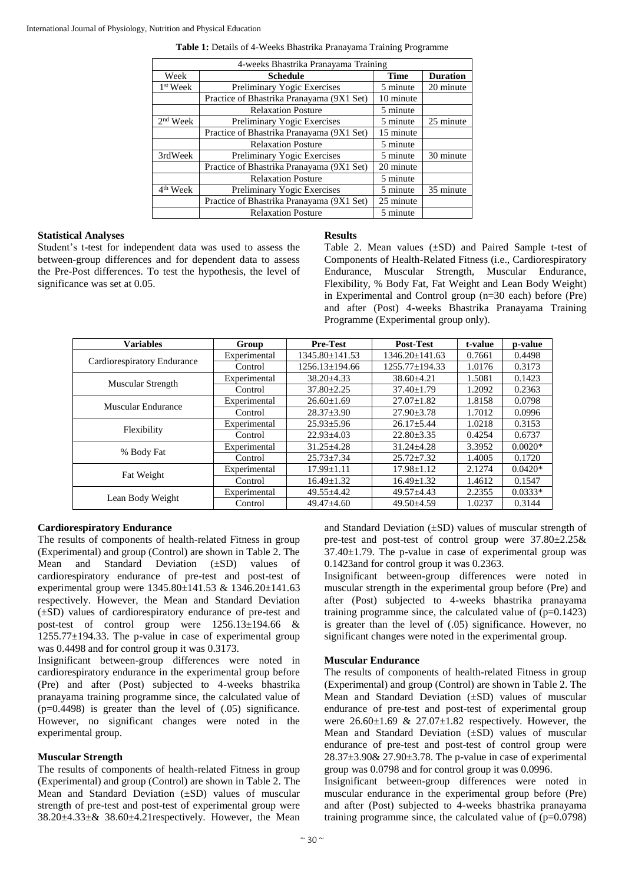**Table 1:** Details of 4-Weeks Bhastrika Pranayama Training Programme

| 4-weeks Bhastrika Pranayama Training | | | |
|---|---|---|---|
| Week | **Schedule** | **Time** | **Duration** |
| 1st Week | Preliminary Yogic Exercises | 5 minute | 20 minute |
| | Practice of Bhastrika Pranayama (9X1 Set) | 10 minute | |
| | Relaxation Posture | 5 minute | |
| 2nd Week | Preliminary Yogic Exercises | 5 minute | 25 minute |
| | Practice of Bhastrika Pranayama (9X1 Set) | 15 minute | |
| | Relaxation Posture | 5 minute | |
| 3rdWeek | Preliminary Yogic Exercises | 5 minute | 30 minute |
| | Practice of Bhastrika Pranayama (9X1 Set) | 20 minute | |
| | Relaxation Posture | 5 minute | |
| 4th Week | Preliminary Yogic Exercises | 5 minute | 35 minute |
| | Practice of Bhastrika Pranayama (9X1 Set) | 25 minute | |
| | Relaxation Posture | 5 minute | |

### Statistical Analyses

Student's t-test for independent data was used to assess the between-group differences and for dependent data to assess the Pre-Post differences. To test the hypothesis, the level of significance was set at 0.05.

### Results

Table 2. Mean values (±SD) and Paired Sample t-test of Components of Health-Related Fitness (i.e., Cardiorespiratory Endurance, Muscular Strength, Muscular Endurance, Flexibility, % Body Fat, Fat Weight and Lean Body Weight) in Experimental and Control group (n=30 each) before (Pre) and after (Post) 4-weeks Bhastrika Pranayama Training Programme (Experimental group only).

| **Variables** | **Group** | **Pre-Test** | **Post-Test** | **t-value** | **p-value** |
|---|---|---|---|---|---|
| Cardiorespiratory Endurance | Experimental | 1345.80±141.53 | 1346.20±141.63 | 0.7661 | 0.4498 |
| | Control | 1256.13±194.66 | 1255.77±194.33 | 1.0176 | 0.3173 |
| Muscular Strength | Experimental | 38.20±4.33 | 38.60±4.21 | 1.5081 | 0.1423 |
| | Control | 37.80±2.25 | 37.40±1.79 | 1.2092 | 0.2363 |
| Muscular Endurance | Experimental | 26.60±1.69 | 27.07±1.82 | 1.8158 | 0.0798 |
| | Control | 28.37±3.90 | 27.90±3.78 | 1.7012 | 0.0996 |
| Flexibility | Experimental | 25.93±5.96 | 26.17±5.44 | 1.0218 | 0.3153 |
| | Control | 22.93±4.03 | 22.80±3.35 | 0.4254 | 0.6737 |
| % Body Fat | Experimental | 31.25±4.28 | 31.24±4.28 | 3.3952 | 0.0020* |
| | Control | 25.73±7.34 | 25.72±7.32 | 1.4005 | 0.1720 |
| Fat Weight | Experimental | 17.99±1.11 | 17.98±1.12 | 2.1274 | 0.0420* |
| | Control | 16.49±1.32 | 16.49±1.32 | 1.4612 | 0.1547 |
| Lean Body Weight | Experimental | 49.55±4.42 | 49.57±4.43 | 2.2355 | 0.0333* |
| | Control | 49.47±4.60 | 49.50±4.59 | 1.0237 | 0.3144 |

### Cardiorespiratory Endurance

The results of components of health-related Fitness in group (Experimental) and group (Control) are shown in Table 2. The Mean and Standard Deviation (±SD) values of cardiorespiratory endurance of pre-test and post-test of experimental group were 1345.80±141.53 & 1346.20±141.63 respectively. However, the Mean and Standard Deviation (±SD) values of cardiorespiratory endurance of pre-test and post-test of control group were 1256.13±194.66 & 1255.77±194.33. The p-value in case of experimental group was 0.4498 and for control group it was 0.3173.

Insignificant between-group differences were noted in cardiorespiratory endurance in the experimental group before (Pre) and after (Post) subjected to 4-weeks bhastrika pranayama training programme since, the calculated value of (p=0.4498) is greater than the level of (.05) significance. However, no significant changes were noted in the experimental group.

### Muscular Strength

The results of components of health-related Fitness in group (Experimental) and group (Control) are shown in Table 2. The Mean and Standard Deviation (±SD) values of muscular strength of pre-test and post-test of experimental group were 38.20±4.33±& 38.60±4.21respectively. However, the Mean and Standard Deviation (±SD) values of muscular strength of pre-test and post-test of control group were 37.80±2.25& 37.40±1.79. The p-value in case of experimental group was 0.1423and for control group it was 0.2363.

Insignificant between-group differences were noted in muscular strength in the experimental group before (Pre) and after (Post) subjected to 4-weeks bhastrika pranayama training programme since, the calculated value of (p=0.1423) is greater than the level of (.05) significance. However, no significant changes were noted in the experimental group.

### Muscular Endurance

The results of components of health-related Fitness in group (Experimental) and group (Control) are shown in Table 2. The Mean and Standard Deviation (±SD) values of muscular endurance of pre-test and post-test of experimental group were 26.60±1.69 & 27.07±1.82 respectively. However, the Mean and Standard Deviation (±SD) values of muscular endurance of pre-test and post-test of control group were 28.37±3.90& 27.90±3.78. The p-value in case of experimental group was 0.0798 and for control group it was 0.0996.

Insignificant between-group differences were noted in muscular endurance in the experimental group before (Pre) and after (Post) subjected to 4-weeks bhastrika pranayama training programme since, the calculated value of (p=0.0798)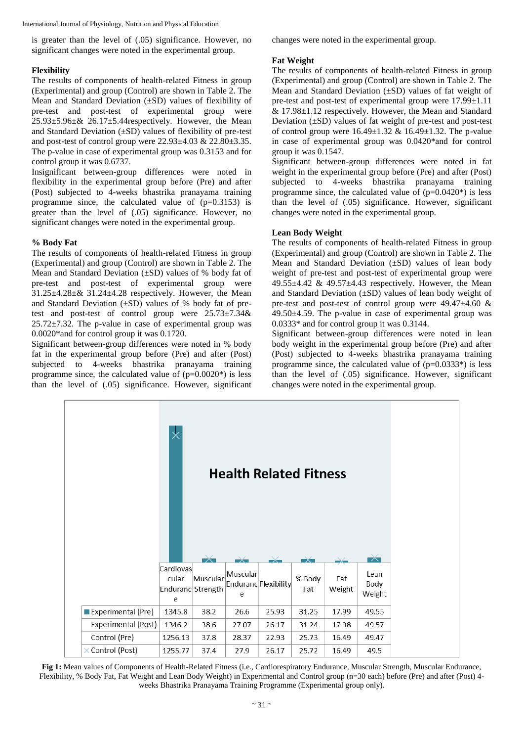is greater than the level of (.05) significance. However, no significant changes were noted in the experimental group.

### Flexibility

The results of components of health-related Fitness in group (Experimental) and group (Control) are shown in Table 2. The Mean and Standard Deviation (±SD) values of flexibility of pre-test and post-test of experimental group were 25.93±5.96±& 26.17±5.44respectively. However, the Mean and Standard Deviation (±SD) values of flexibility of pre-test and post-test of control group were 22.93±4.03 & 22.80±3.35. The p-value in case of experimental group was 0.3153 and for control group it was 0.6737.

Insignificant between-group differences were noted in flexibility in the experimental group before (Pre) and after (Post) subjected to 4-weeks bhastrika pranayama training programme since, the calculated value of (p=0.3153) is greater than the level of (.05) significance. However, no significant changes were noted in the experimental group.

### % Body Fat

The results of components of health-related Fitness in group (Experimental) and group (Control) are shown in Table 2. The Mean and Standard Deviation (±SD) values of % body fat of pre-test and post-test of experimental group were 31.25±4.28±& 31.24±4.28 respectively. However, the Mean and Standard Deviation (±SD) values of % body fat of pre-test and post-test of control group were 25.73±7.34& 25.72±7.32. The p-value in case of experimental group was 0.0020*and for control group it was 0.1720.

Significant between-group differences were noted in % body fat in the experimental group before (Pre) and after (Post) subjected to 4-weeks bhastrika pranayama training programme since, the calculated value of (p=0.0020*) is less than the level of (.05) significance. However, significant changes were noted in the experimental group.

### Fat Weight

The results of components of health-related Fitness in group (Experimental) and group (Control) are shown in Table 2. The Mean and Standard Deviation (±SD) values of fat weight of pre-test and post-test of experimental group were 17.99±1.11 & 17.98±1.12 respectively. However, the Mean and Standard Deviation (±SD) values of fat weight of pre-test and post-test of control group were 16.49±1.32 & 16.49±1.32. The p-value in case of experimental group was 0.0420*and for control group it was 0.1547.

Significant between-group differences were noted in fat weight in the experimental group before (Pre) and after (Post) subjected to 4-weeks bhastrika pranayama training programme since, the calculated value of (p=0.0420*) is less than the level of (.05) significance. However, significant changes were noted in the experimental group.

### Lean Body Weight

The results of components of health-related Fitness in group (Experimental) and group (Control) are shown in Table 2. The Mean and Standard Deviation (±SD) values of lean body weight of pre-test and post-test of experimental group were 49.55±4.42 & 49.57±4.43 respectively. However, the Mean and Standard Deviation (±SD) values of lean body weight of pre-test and post-test of control group were 49.47±4.60 & 49.50±4.59. The p-value in case of experimental group was 0.0333* and for control group it was 0.3144.

Significant between-group differences were noted in lean body weight in the experimental group before (Pre) and after (Post) subjected to 4-weeks bhastrika pranayama training programme since, the calculated value of (p=0.0333*) is less than the level of (.05) significance. However, significant changes were noted in the experimental group.

**Health Related Fitness**

| | Cardiovascular Endurance | Muscular Strength | Muscular Endurance | Flexibility | % Body Fat | Fat Weight | Lean Body Weight |
|---|---|---|---|---|---|---|---|
| Experimental (Pre) | 1345.8 | 38.2 | 26.6 | 25.93 | 31.25 | 17.99 | 49.55 |
| Experimental (Post) | 1346.2 | 38.6 | 27.07 | 26.17 | 31.24 | 17.98 | 49.57 |
| Control (Pre) | 1256.13 | 37.8 | 28.37 | 22.93 | 25.73 | 16.49 | 49.47 |
| Control (Post) | 1255.77 | 37.4 | 27.9 | 26.17 | 25.72 | 16.49 | 49.5 |

**Fig 1:** Mean values of Components of Health-Related Fitness (i.e., Cardiorespiratory Endurance, Muscular Strength, Muscular Endurance, Flexibility, % Body Fat, Fat Weight and Lean Body Weight) in Experimental and Control group (n=30 each) before (Pre) and after (Post) 4-weeks Bhastrika Pranayama Training Programme (Experimental group only).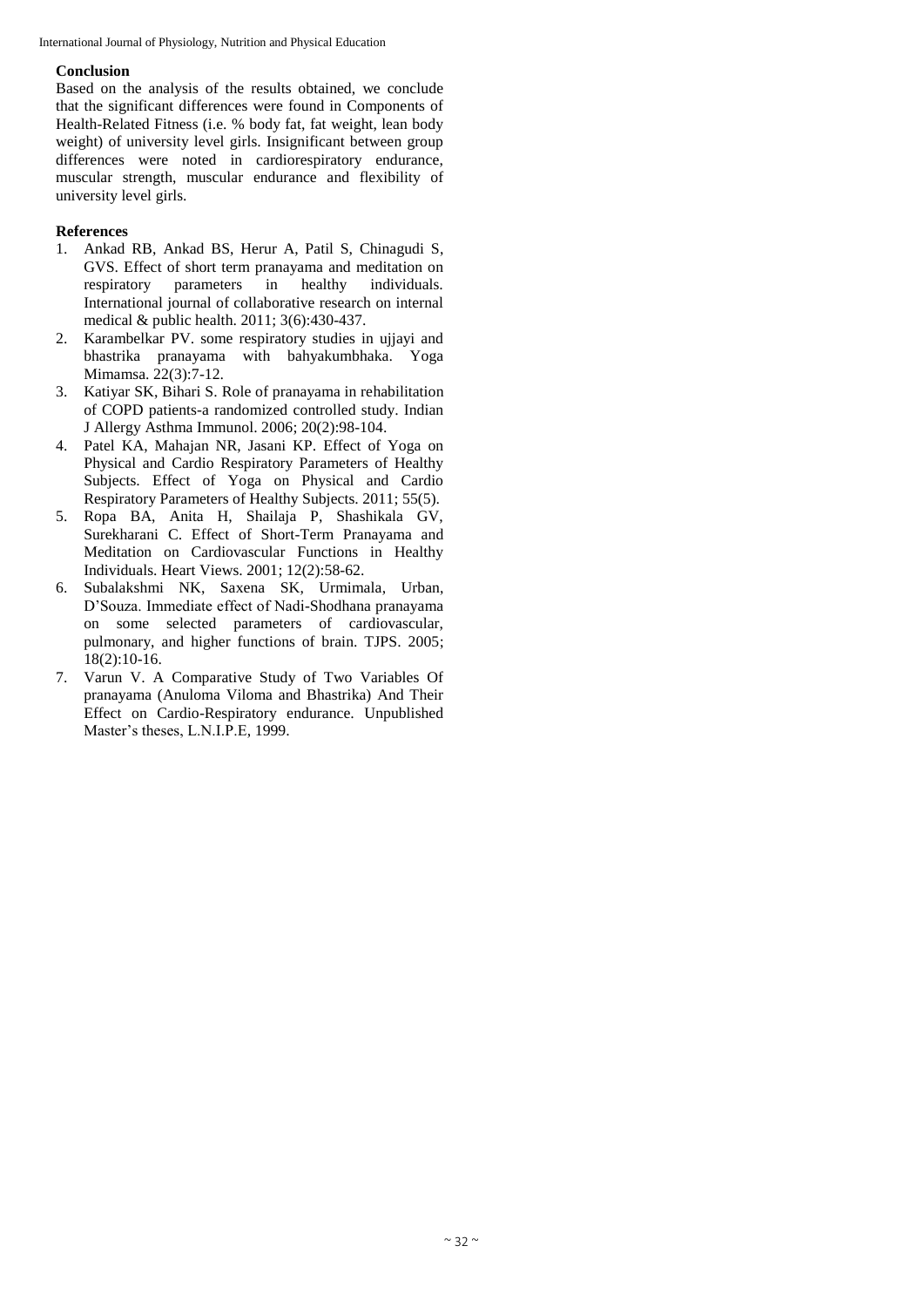## Conclusion

Based on the analysis of the results obtained, we conclude that the significant differences were found in Components of Health-Related Fitness (i.e. % body fat, fat weight, lean body weight) of university level girls. Insignificant between group differences were noted in cardiorespiratory endurance, muscular strength, muscular endurance and flexibility of university level girls.

## References

1. Ankad RB, Ankad BS, Herur A, Patil S, Chinagudi S, GVS. Effect of short term pranayama and meditation on respiratory parameters in healthy individuals. International journal of collaborative research on internal medical & public health. 2011; 3(6):430-437.
2. Karambelkar PV. some respiratory studies in ujjayi and bhastrika pranayama with bahyakumbhaka. Yoga Mimamsa. 22(3):7-12.
3. Katiyar SK, Bihari S. Role of pranayama in rehabilitation of COPD patients-a randomized controlled study. Indian J Allergy Asthma Immunol. 2006; 20(2):98-104.
4. Patel KA, Mahajan NR, Jasani KP. Effect of Yoga on Physical and Cardio Respiratory Parameters of Healthy Subjects. Effect of Yoga on Physical and Cardio Respiratory Parameters of Healthy Subjects. 2011; 55(5).
5. Ropa BA, Anita H, Shailaja P, Shashikala GV, Surekharani C. Effect of Short-Term Pranayama and Meditation on Cardiovascular Functions in Healthy Individuals. Heart Views. 2001; 12(2):58-62.
6. Subalakshmi NK, Saxena SK, Urmimala, Urban, D'Souza. Immediate effect of Nadi-Shodhana pranayama on some selected parameters of cardiovascular, pulmonary, and higher functions of brain. TJPS. 2005; 18(2):10-16.
7. Varun V. A Comparative Study of Two Variables Of pranayama (Anuloma Viloma and Bhastrika) And Their Effect on Cardio-Respiratory endurance. Unpublished Master's theses, L.N.I.P.E, 1999.